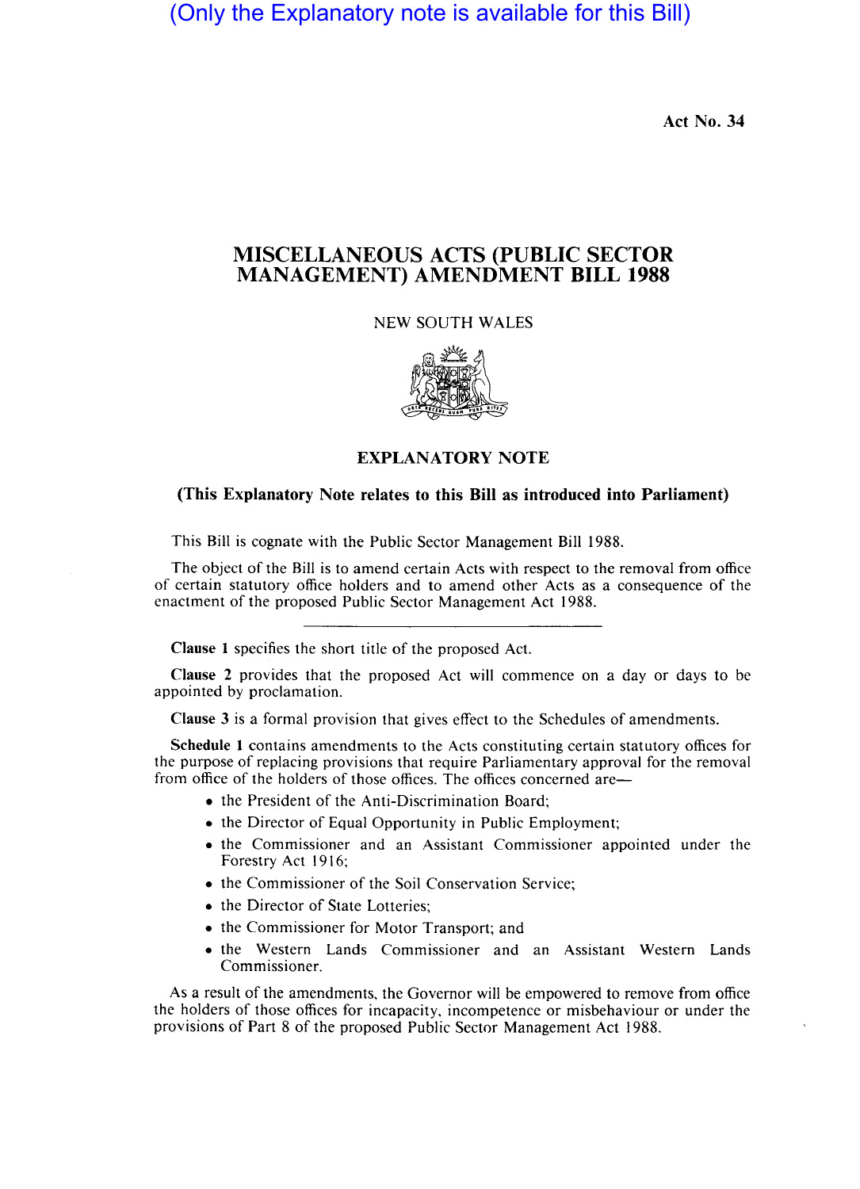(Only the Explanatory note is available for this Bill)

Act No. 34

# MISCELLANEOUS ACTS (PUBLIC SECTOR MANAGEMENT) AMENDMENT BILL 1988

NEW SOUTH WALES

## EXPLANATORY NOTE

**(This Explanatory Note relates to this Bill as introduced into Parliament)**

This Bill is cognate with the Public Sector Management Bill 1988.

The object of the Bill is to amend certain Acts with respect to the removal from office of certain statutory office holders and to amend other Acts as a consequence of the enactment of the proposed Public Sector Management Act 1988.

---

**Clause 1** specifies the short title of the proposed Act.

**Clause 2** provides that the proposed Act will commence on a day or days to be appointed by proclamation.

**Clause 3** is a formal provision that gives effect to the Schedules of amendments.

**Schedule 1** contains amendments to the Acts constituting certain statutory offices for the purpose of replacing provisions that require Parliamentary approval for the removal from office of the holders of those offices. The offices concerned are—

- the President of the Anti-Discrimination Board;
- the Director of Equal Opportunity in Public Employment;
- the Commissioner and an Assistant Commissioner appointed under the Forestry Act 1916;
- the Commissioner of the Soil Conservation Service;
- the Director of State Lotteries;
- the Commissioner for Motor Transport; and
- the Western Lands Commissioner and an Assistant Western Lands Commissioner.

As a result of the amendments, the Governor will be empowered to remove from office the holders of those offices for incapacity, incompetence or misbehaviour or under the provisions of Part 8 of the proposed Public Sector Management Act 1988.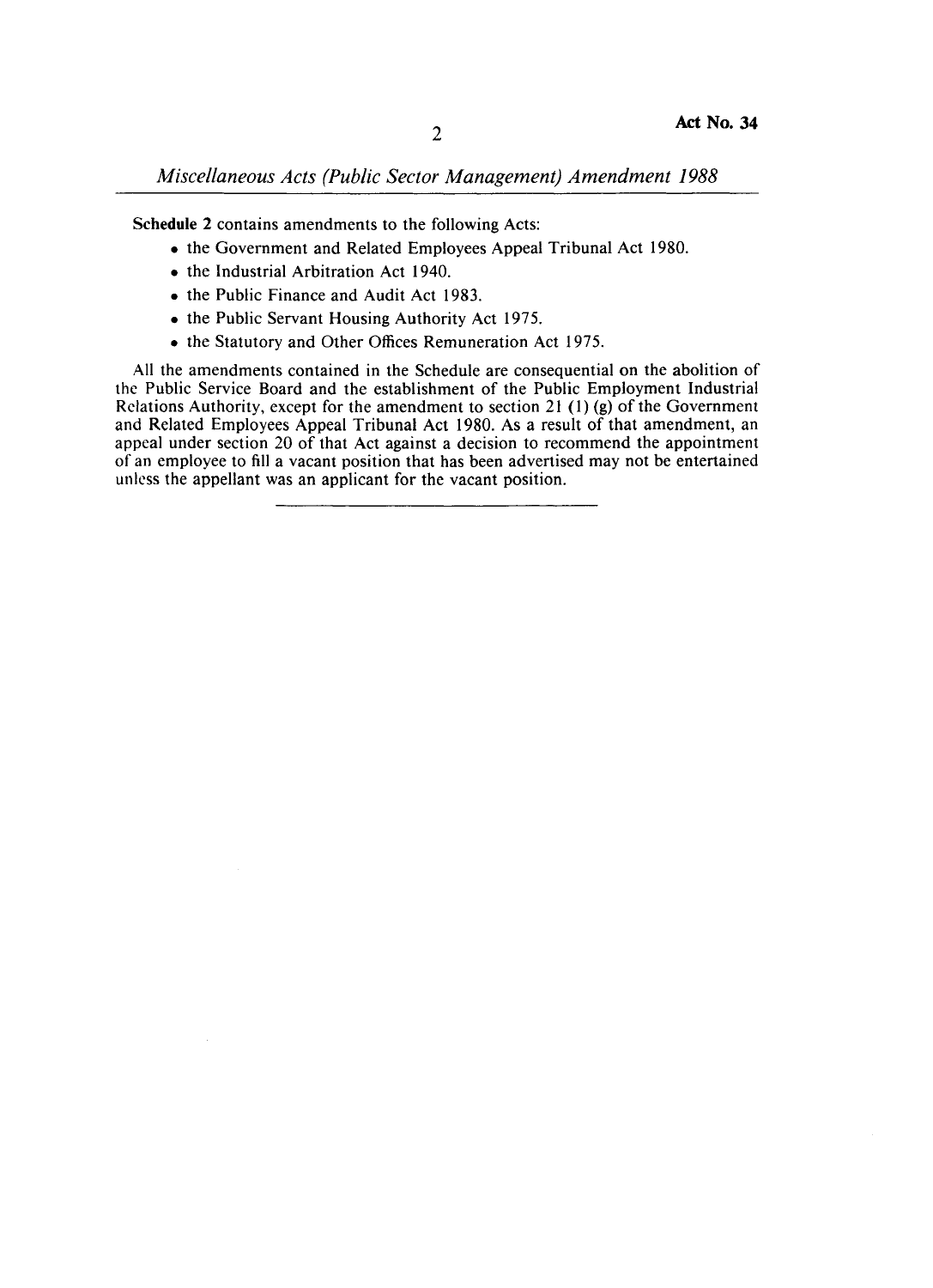**Schedule 2** contains amendments to the following Acts:

- the Government and Related Employees Appeal Tribunal Act 1980.
- the Industrial Arbitration Act 1940.
- the Public Finance and Audit Act 1983.
- the Public Servant Housing Authority Act 1975.
- the Statutory and Other Offices Remuneration Act 1975.

All the amendments contained in the Schedule are consequential on the abolition of the Public Service Board and the establishment of the Public Employment Industrial Relations Authority, except for the amendment to section 21 (1) (g) of the Government and Related Employees Appeal Tribunal Act 1980. As a result of that amendment, an appeal under section 20 of that Act against a decision to recommend the appointment of an employee to fill a vacant position that has been advertised may not be entertained unless the appellant was an applicant for the vacant position.